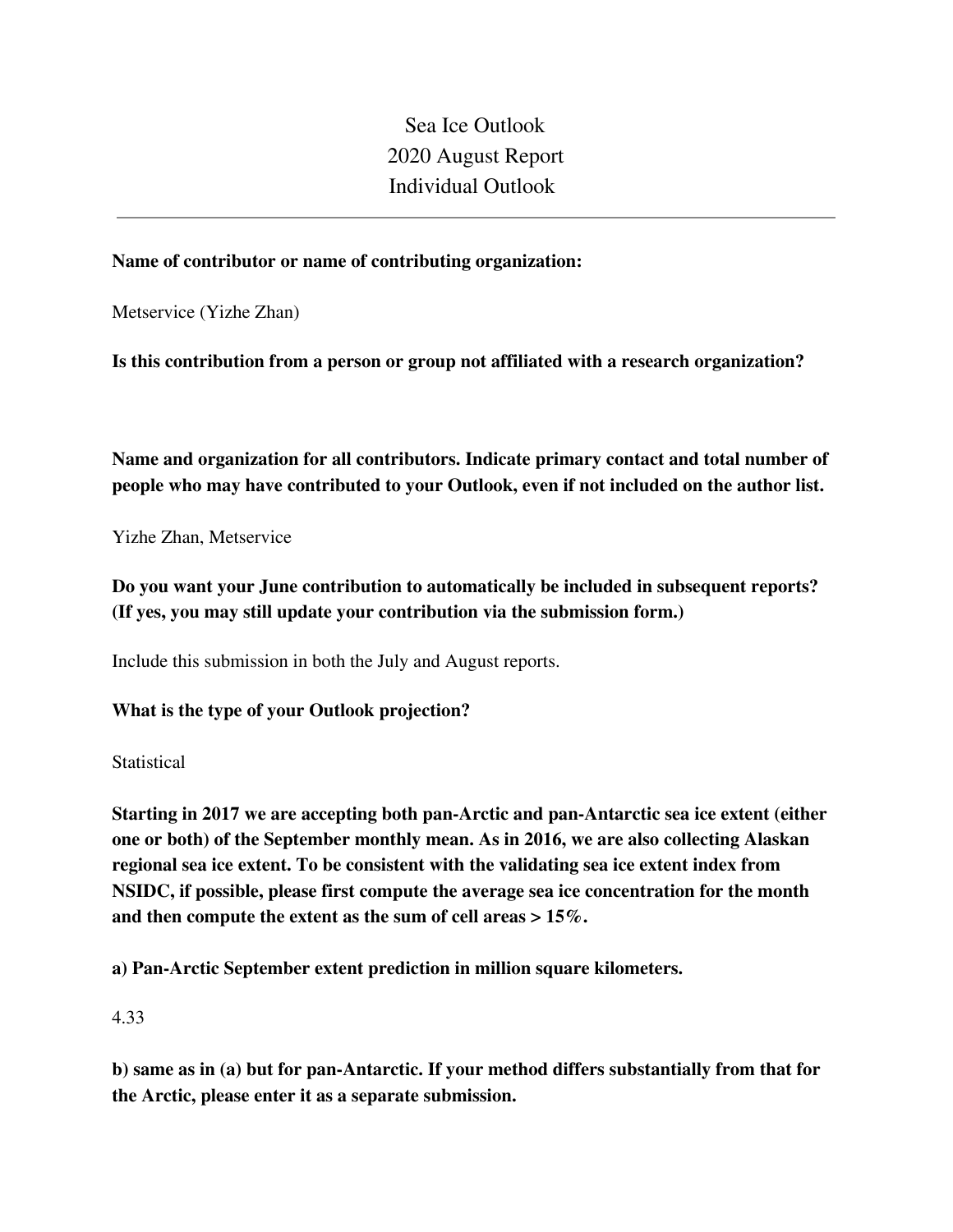# Sea Ice Outlook
# 2020 August Report
# Individual Outlook

---

**Name of contributor or name of contributing organization:**

Metservice (Yizhe Zhan)

**Is this contribution from a person or group not affiliated with a research organization?**

**Name and organization for all contributors. Indicate primary contact and total number of people who may have contributed to your Outlook, even if not included on the author list.**

Yizhe Zhan, Metservice

**Do you want your June contribution to automatically be included in subsequent reports? (If yes, you may still update your contribution via the submission form.)**

Include this submission in both the July and August reports.

**What is the type of your Outlook projection?**

Statistical

**Starting in 2017 we are accepting both pan-Arctic and pan-Antarctic sea ice extent (either one or both) of the September monthly mean. As in 2016, we are also collecting Alaskan regional sea ice extent. To be consistent with the validating sea ice extent index from NSIDC, if possible, please first compute the average sea ice concentration for the month and then compute the extent as the sum of cell areas > 15%.**

**a) Pan-Arctic September extent prediction in million square kilometers.**

4.33

**b) same as in (a) but for pan-Antarctic. If your method differs substantially from that for the Arctic, please enter it as a separate submission.**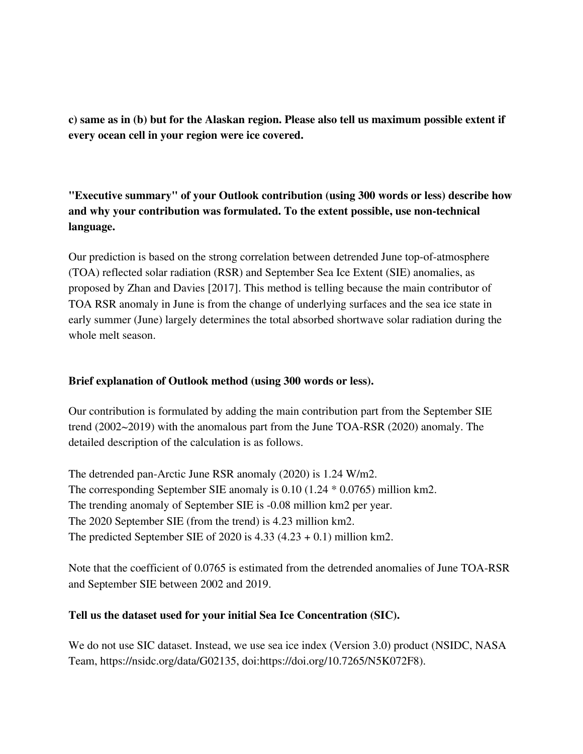**c) same as in (b) but for the Alaskan region. Please also tell us maximum possible extent if every ocean cell in your region were ice covered.**

**"Executive summary" of your Outlook contribution (using 300 words or less) describe how and why your contribution was formulated. To the extent possible, use non-technical language.**

Our prediction is based on the strong correlation between detrended June top-of-atmosphere (TOA) reflected solar radiation (RSR) and September Sea Ice Extent (SIE) anomalies, as proposed by Zhan and Davies [2017]. This method is telling because the main contributor of TOA RSR anomaly in June is from the change of underlying surfaces and the sea ice state in early summer (June) largely determines the total absorbed shortwave solar radiation during the whole melt season.

**Brief explanation of Outlook method (using 300 words or less).**

Our contribution is formulated by adding the main contribution part from the September SIE trend (2002~2019) with the anomalous part from the June TOA-RSR (2020) anomaly. The detailed description of the calculation is as follows.

The detrended pan-Arctic June RSR anomaly (2020) is 1.24 W/m2.
The corresponding September SIE anomaly is 0.10 (1.24 * 0.0765) million km2.
The trending anomaly of September SIE is -0.08 million km2 per year.
The 2020 September SIE (from the trend) is 4.23 million km2.
The predicted September SIE of 2020 is 4.33 (4.23 + 0.1) million km2.

Note that the coefficient of 0.0765 is estimated from the detrended anomalies of June TOA-RSR and September SIE between 2002 and 2019.

**Tell us the dataset used for your initial Sea Ice Concentration (SIC).**

We do not use SIC dataset. Instead, we use sea ice index (Version 3.0) product (NSIDC, NASA Team, https://nsidc.org/data/G02135, doi:https://doi.org/10.7265/N5K072F8).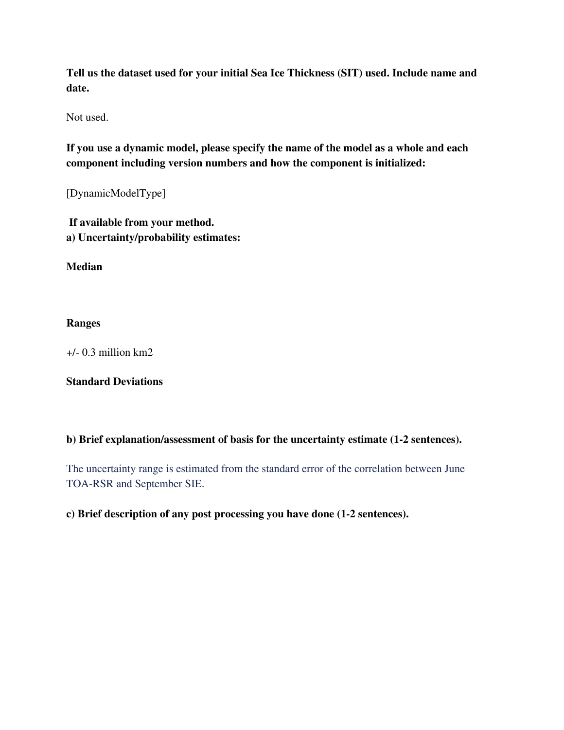**Tell us the dataset used for your initial Sea Ice Thickness (SIT) used. Include name and date.**

Not used.

**If you use a dynamic model, please specify the name of the model as a whole and each component including version numbers and how the component is initialized:**

[DynamicModelType]

**If available from your method.**
**a) Uncertainty/probability estimates:**

**Median**

**Ranges**

+/- 0.3 million km2

**Standard Deviations**

**b) Brief explanation/assessment of basis for the uncertainty estimate (1-2 sentences).**

The uncertainty range is estimated from the standard error of the correlation between June TOA-RSR and September SIE.

**c) Brief description of any post processing you have done (1-2 sentences).**